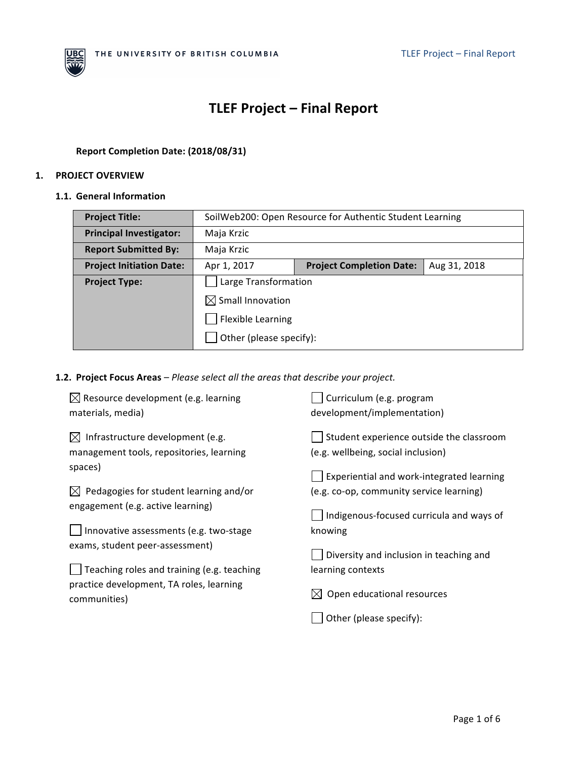# TLEF Project – Final Report

**Report Completion Date: (2018/08/31)**

## 1. PROJECT OVERVIEW

### 1.1. General Information

| **Project Title:** | SoilWeb200: Open Resource for Authentic Student Learning | | |
|---|---|---|---|
| **Principal Investigator:** | Maja Krzic | | |
| **Report Submitted By:** | Maja Krzic | | |
| **Project Initiation Date:** | Apr 1, 2017 | **Project Completion Date:** | Aug 31, 2018 |
| **Project Type:** | ☐ Large Transformation<br>☒ Small Innovation<br>☐ Flexible Learning<br>☐ Other (please specify): | | |

### 1.2. Project Focus Areas – *Please select all the areas that describe your project.*

☒ Resource development (e.g. learning materials, media)

☒ Infrastructure development (e.g. management tools, repositories, learning spaces)

☒ Pedagogies for student learning and/or engagement (e.g. active learning)

☐ Innovative assessments (e.g. two-stage exams, student peer-assessment)

☐ Teaching roles and training (e.g. teaching practice development, TA roles, learning communities)

☐ Curriculum (e.g. program development/implementation)

☐ Student experience outside the classroom (e.g. wellbeing, social inclusion)

☐ Experiential and work-integrated learning (e.g. co-op, community service learning)

☐ Indigenous-focused curricula and ways of knowing

☐ Diversity and inclusion in teaching and learning contexts

☒ Open educational resources

☐ Other (please specify):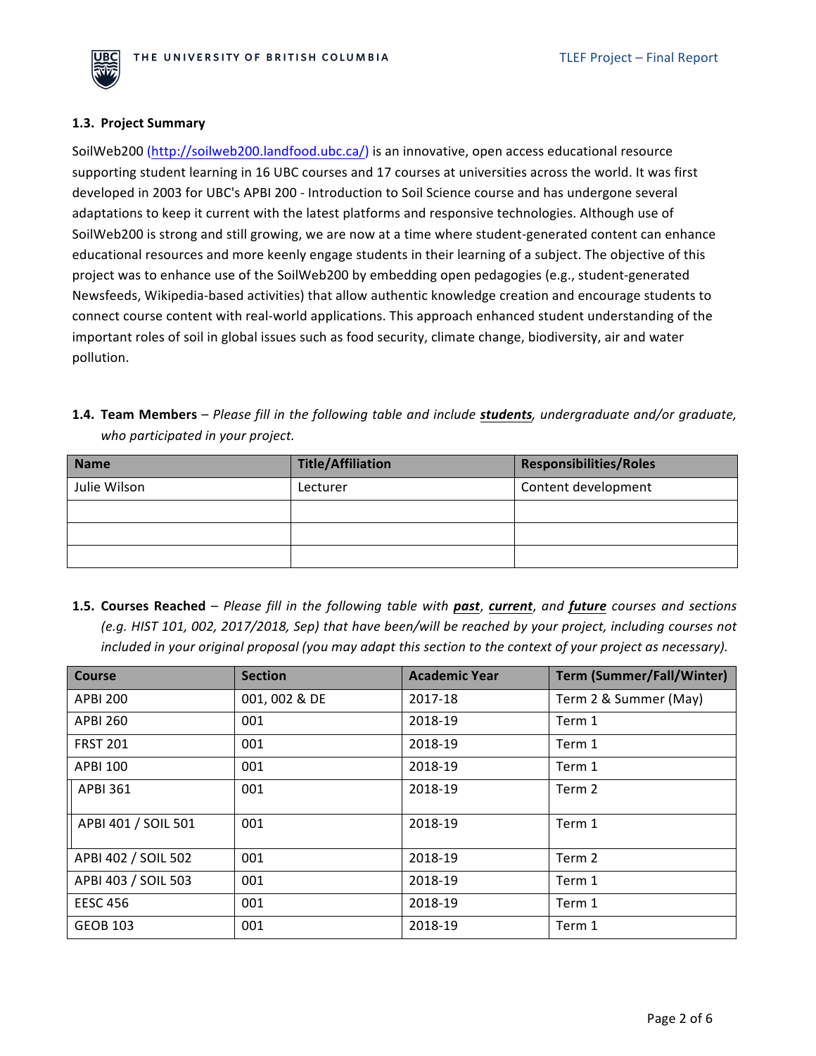### 1.3. Project Summary

SoilWeb200 (http://soilweb200.landfood.ubc.ca/) is an innovative, open access educational resource supporting student learning in 16 UBC courses and 17 courses at universities across the world. It was first developed in 2003 for UBC's APBI 200 - Introduction to Soil Science course and has undergone several adaptations to keep it current with the latest platforms and responsive technologies. Although use of SoilWeb200 is strong and still growing, we are now at a time where student-generated content can enhance educational resources and more keenly engage students in their learning of a subject. The objective of this project was to enhance use of the SoilWeb200 by embedding open pedagogies (e.g., student-generated Newsfeeds, Wikipedia-based activities) that allow authentic knowledge creation and encourage students to connect course content with real-world applications. This approach enhanced student understanding of the important roles of soil in global issues such as food security, climate change, biodiversity, air and water pollution.

### 1.4. Team Members – *Please fill in the following table and include* ***students****, undergraduate and/or graduate, who participated in your project.*

| Name | Title/Affiliation | Responsibilities/Roles |
|---|---|---|
| Julie Wilson | Lecturer | Content development |
| | | |
| | | |
| | | |

### 1.5. Courses Reached – *Please fill in the following table with* ***past****,* ***current****, and* ***future*** *courses and sections (e.g. HIST 101, 002, 2017/2018, Sep) that have been/will be reached by your project, including courses not included in your original proposal (you may adapt this section to the context of your project as necessary).*

| Course | Section | Academic Year | Term (Summer/Fall/Winter) |
|---|---|---|---|
| APBI 200 | 001, 002 & DE | 2017-18 | Term 2 & Summer (May) |
| APBI 260 | 001 | 2018-19 | Term 1 |
| FRST 201 | 001 | 2018-19 | Term 1 |
| APBI 100 | 001 | 2018-19 | Term 1 |
| APBI 361 | 001 | 2018-19 | Term 2 |
| APBI 401 / SOIL 501 | 001 | 2018-19 | Term 1 |
| APBI 402 / SOIL 502 | 001 | 2018-19 | Term 2 |
| APBI 403 / SOIL 503 | 001 | 2018-19 | Term 1 |
| EESC 456 | 001 | 2018-19 | Term 1 |
| GEOB 103 | 001 | 2018-19 | Term 1 |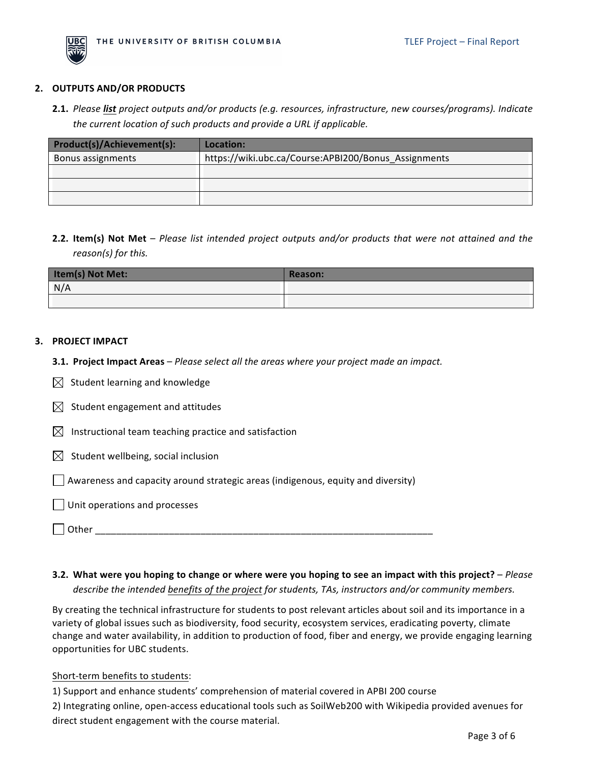## 2. OUTPUTS AND/OR PRODUCTS

**2.1.** *Please **list** project outputs and/or products (e.g. resources, infrastructure, new courses/programs). Indicate the current location of such products and provide a URL if applicable.*

| Product(s)/Achievement(s): | Location: |
|---|---|
| Bonus assignments | https://wiki.ubc.ca/Course:APBI200/Bonus_Assignments |
| | |
| | |
| | |

**2.2. Item(s) Not Met** – *Please list intended project outputs and/or products that were not attained and the reason(s) for this.*

| Item(s) Not Met: | Reason: |
|---|---|
| N/A | |
| | |

## 3. PROJECT IMPACT

**3.1. Project Impact Areas** – *Please select all the areas where your project made an impact.*

- ☒ Student learning and knowledge
- ☒ Student engagement and attitudes
- ☒ Instructional team teaching practice and satisfaction
- ☒ Student wellbeing, social inclusion
- ☐ Awareness and capacity around strategic areas (indigenous, equity and diversity)
- ☐ Unit operations and processes
- ☐ Other ____________________

**3.2. What were you hoping to change or where were you hoping to see an impact with this project?** – *Please describe the intended benefits of the project for students, TAs, instructors and/or community members.*

By creating the technical infrastructure for students to post relevant articles about soil and its importance in a variety of global issues such as biodiversity, food security, ecosystem services, eradicating poverty, climate change and water availability, in addition to production of food, fiber and energy, we provide engaging learning opportunities for UBC students.

Short-term benefits to students:

1) Support and enhance students' comprehension of material covered in APBI 200 course

2) Integrating online, open-access educational tools such as SoilWeb200 with Wikipedia provided avenues for direct student engagement with the course material.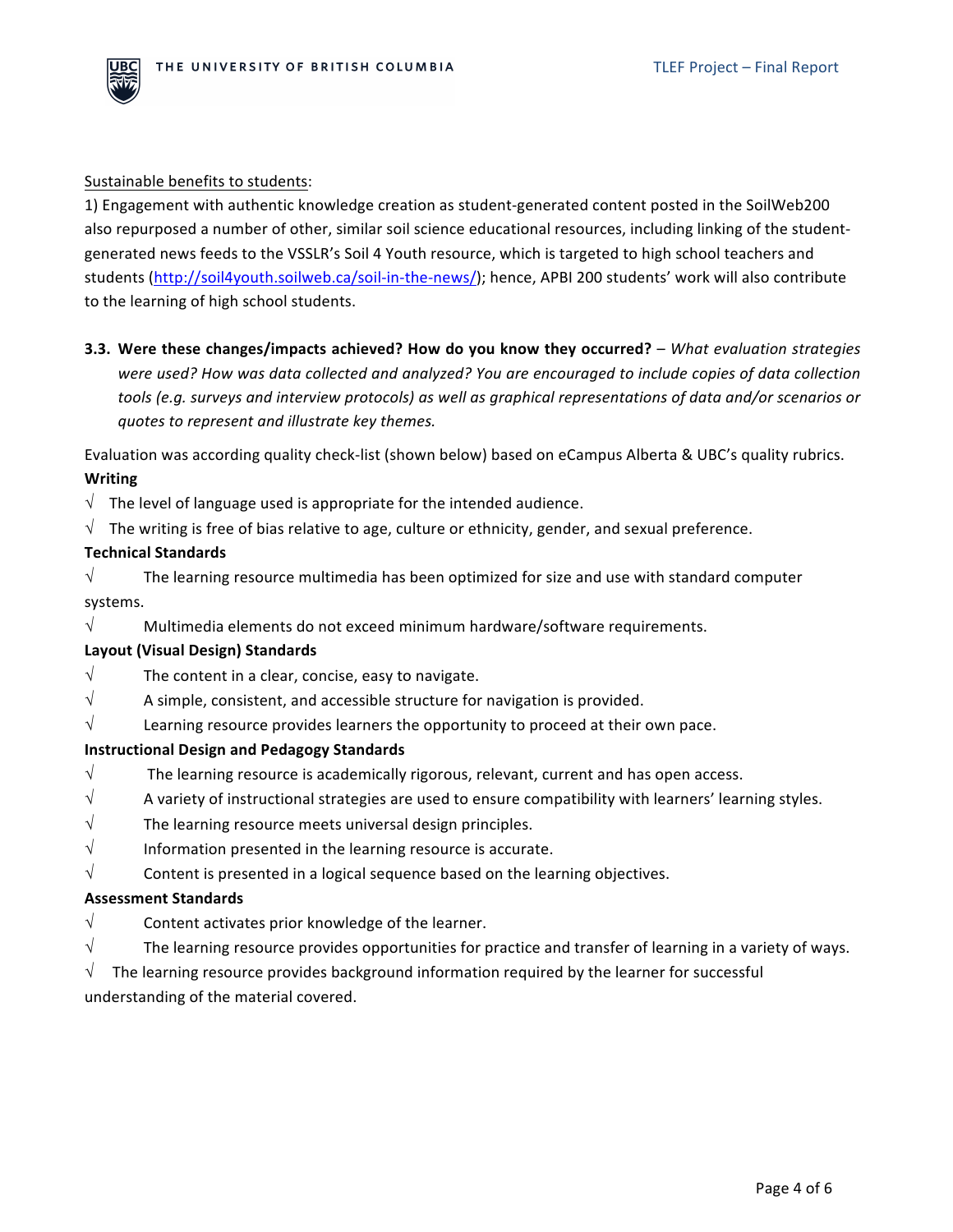Sustainable benefits to students:

1) Engagement with authentic knowledge creation as student-generated content posted in the SoilWeb200 also repurposed a number of other, similar soil science educational resources, including linking of the student-generated news feeds to the VSSLR's Soil 4 Youth resource, which is targeted to high school teachers and students (http://soil4youth.soilweb.ca/soil-in-the-news/); hence, APBI 200 students' work will also contribute to the learning of high school students.

**3.3. Were these changes/impacts achieved? How do you know they occurred?** – *What evaluation strategies were used? How was data collected and analyzed? You are encouraged to include copies of data collection tools (e.g. surveys and interview protocols) as well as graphical representations of data and/or scenarios or quotes to represent and illustrate key themes.*

Evaluation was according quality check-list (shown below) based on eCampus Alberta & UBC's quality rubrics.

**Writing**

√ The level of language used is appropriate for the intended audience.

√ The writing is free of bias relative to age, culture or ethnicity, gender, and sexual preference.

**Technical Standards**

√ The learning resource multimedia has been optimized for size and use with standard computer systems.

√ Multimedia elements do not exceed minimum hardware/software requirements.

**Layout (Visual Design) Standards**

√ The content in a clear, concise, easy to navigate.

√ A simple, consistent, and accessible structure for navigation is provided.

√ Learning resource provides learners the opportunity to proceed at their own pace.

**Instructional Design and Pedagogy Standards**

√ The learning resource is academically rigorous, relevant, current and has open access.

√ A variety of instructional strategies are used to ensure compatibility with learners' learning styles.

√ The learning resource meets universal design principles.

√ Information presented in the learning resource is accurate.

√ Content is presented in a logical sequence based on the learning objectives.

**Assessment Standards**

√ Content activates prior knowledge of the learner.

√ The learning resource provides opportunities for practice and transfer of learning in a variety of ways.

√ The learning resource provides background information required by the learner for successful understanding of the material covered.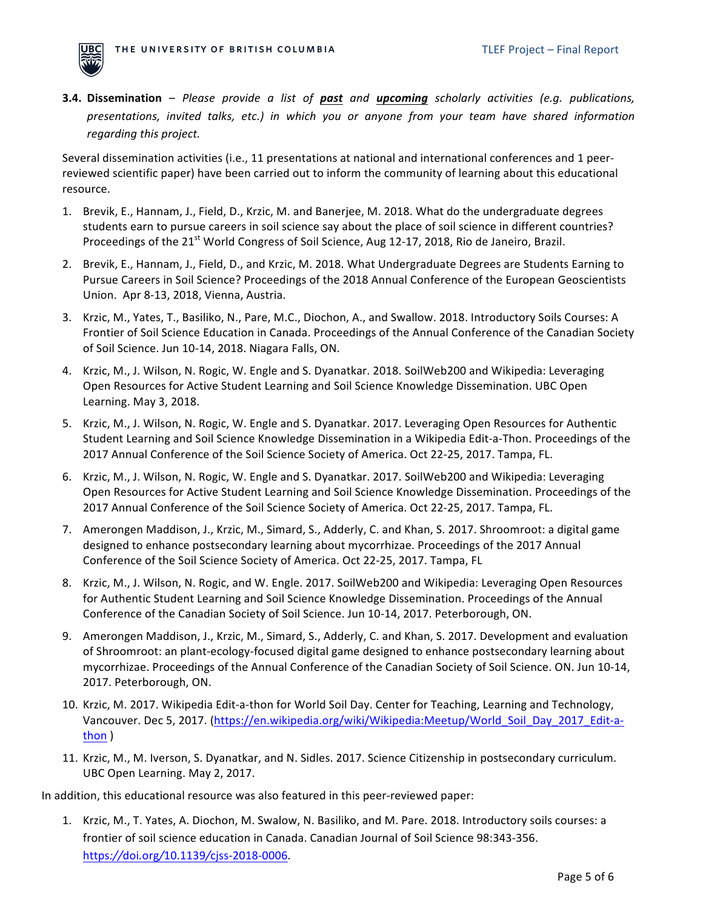**3.4. Dissemination** – *Please provide a list of* ***past*** *and* ***upcoming*** *scholarly activities (e.g. publications, presentations, invited talks, etc.) in which you or anyone from your team have shared information regarding this project.*

Several dissemination activities (i.e., 11 presentations at national and international conferences and 1 peer-reviewed scientific paper) have been carried out to inform the community of learning about this educational resource.

1. Brevik, E., Hannam, J., Field, D., Krzic, M. and Banerjee, M. 2018. What do the undergraduate degrees students earn to pursue careers in soil science say about the place of soil science in different countries? Proceedings of the 21st World Congress of Soil Science, Aug 12-17, 2018, Rio de Janeiro, Brazil.
2. Brevik, E., Hannam, J., Field, D., and Krzic, M. 2018. What Undergraduate Degrees are Students Earning to Pursue Careers in Soil Science? Proceedings of the 2018 Annual Conference of the European Geoscientists Union. Apr 8-13, 2018, Vienna, Austria.
3. Krzic, M., Yates, T., Basiliko, N., Pare, M.C., Diochon, A., and Swallow. 2018. Introductory Soils Courses: A Frontier of Soil Science Education in Canada. Proceedings of the Annual Conference of the Canadian Society of Soil Science. Jun 10-14, 2018. Niagara Falls, ON.
4. Krzic, M., J. Wilson, N. Rogic, W. Engle and S. Dyanatkar. 2018. SoilWeb200 and Wikipedia: Leveraging Open Resources for Active Student Learning and Soil Science Knowledge Dissemination. UBC Open Learning. May 3, 2018.
5. Krzic, M., J. Wilson, N. Rogic, W. Engle and S. Dyanatkar. 2017. Leveraging Open Resources for Authentic Student Learning and Soil Science Knowledge Dissemination in a Wikipedia Edit-a-Thon. Proceedings of the 2017 Annual Conference of the Soil Science Society of America. Oct 22-25, 2017. Tampa, FL.
6. Krzic, M., J. Wilson, N. Rogic, W. Engle and S. Dyanatkar. 2017. SoilWeb200 and Wikipedia: Leveraging Open Resources for Active Student Learning and Soil Science Knowledge Dissemination. Proceedings of the 2017 Annual Conference of the Soil Science Society of America. Oct 22-25, 2017. Tampa, FL.
7. Amerongen Maddison, J., Krzic, M., Simard, S., Adderly, C. and Khan, S. 2017. Shroomroot: a digital game designed to enhance postsecondary learning about mycorrhizae. Proceedings of the 2017 Annual Conference of the Soil Science Society of America. Oct 22-25, 2017. Tampa, FL
8. Krzic, M., J. Wilson, N. Rogic, and W. Engle. 2017. SoilWeb200 and Wikipedia: Leveraging Open Resources for Authentic Student Learning and Soil Science Knowledge Dissemination. Proceedings of the Annual Conference of the Canadian Society of Soil Science. Jun 10-14, 2017. Peterborough, ON.
9. Amerongen Maddison, J., Krzic, M., Simard, S., Adderly, C. and Khan, S. 2017. Development and evaluation of Shroomroot: an plant-ecology-focused digital game designed to enhance postsecondary learning about mycorrhizae. Proceedings of the Annual Conference of the Canadian Society of Soil Science. ON. Jun 10-14, 2017. Peterborough, ON.
10. Krzic, M. 2017. Wikipedia Edit-a-thon for World Soil Day. Center for Teaching, Learning and Technology, Vancouver. Dec 5, 2017. (https://en.wikipedia.org/wiki/Wikipedia:Meetup/World_Soil_Day_2017_Edit-a-thon )
11. Krzic, M., M. Iverson, S. Dyanatkar, and N. Sidles. 2017. Science Citizenship in postsecondary curriculum. UBC Open Learning. May 2, 2017.

In addition, this educational resource was also featured in this peer-reviewed paper:

1. Krzic, M., T. Yates, A. Diochon, M. Swalow, N. Basiliko, and M. Pare. 2018. Introductory soils courses: a frontier of soil science education in Canada. Canadian Journal of Soil Science 98:343-356. https://doi.org/10.1139/cjss-2018-0006.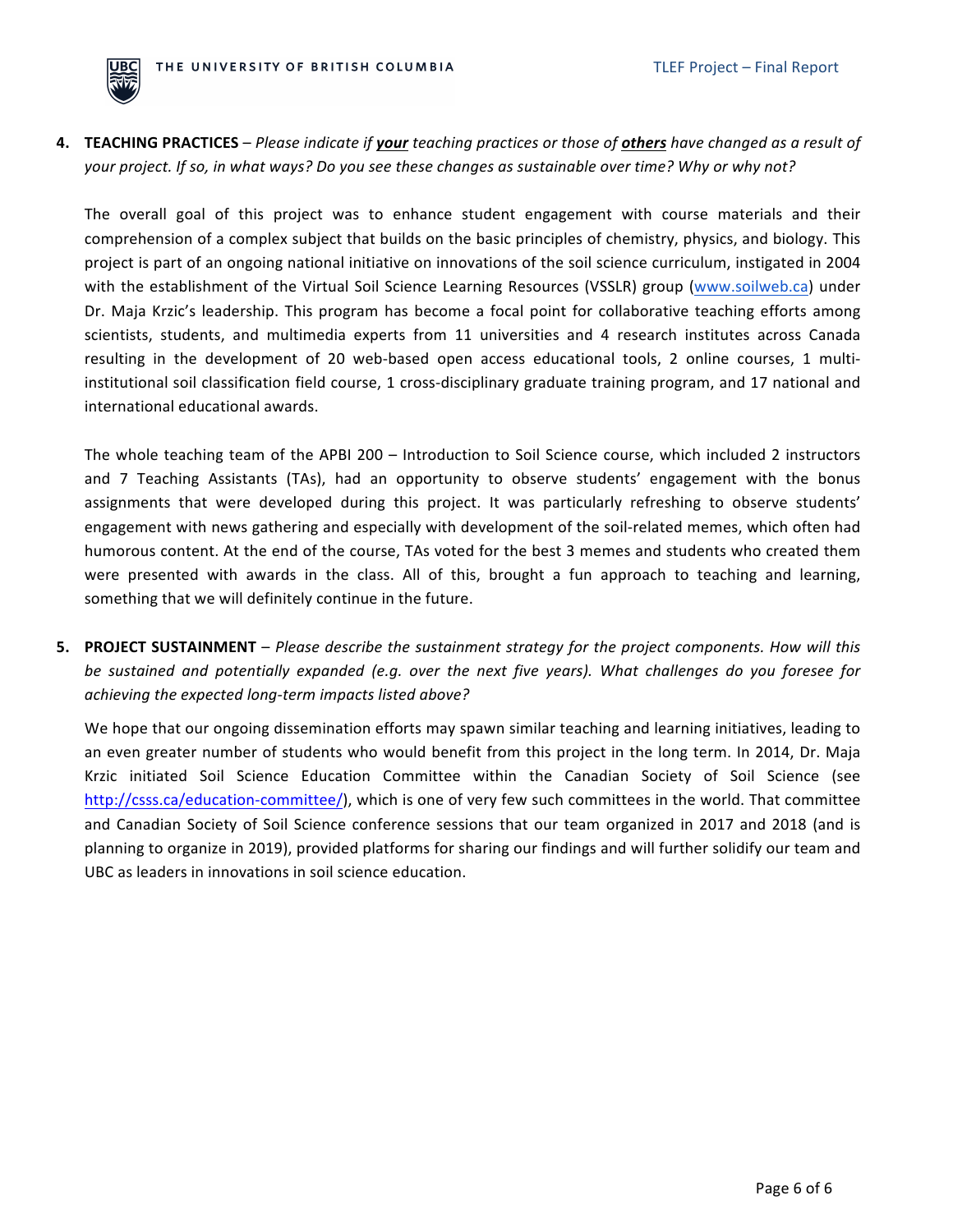**4. TEACHING PRACTICES** – *Please indicate if **your** teaching practices or those of **others** have changed as a result of your project. If so, in what ways? Do you see these changes as sustainable over time? Why or why not?*

The overall goal of this project was to enhance student engagement with course materials and their comprehension of a complex subject that builds on the basic principles of chemistry, physics, and biology. This project is part of an ongoing national initiative on innovations of the soil science curriculum, instigated in 2004 with the establishment of the Virtual Soil Science Learning Resources (VSSLR) group ([www.soilweb.ca](http://www.soilweb.ca)) under Dr. Maja Krzic's leadership. This program has become a focal point for collaborative teaching efforts among scientists, students, and multimedia experts from 11 universities and 4 research institutes across Canada resulting in the development of 20 web-based open access educational tools, 2 online courses, 1 multi-institutional soil classification field course, 1 cross-disciplinary graduate training program, and 17 national and international educational awards.

The whole teaching team of the APBI 200 – Introduction to Soil Science course, which included 2 instructors and 7 Teaching Assistants (TAs), had an opportunity to observe students' engagement with the bonus assignments that were developed during this project. It was particularly refreshing to observe students' engagement with news gathering and especially with development of the soil-related memes, which often had humorous content. At the end of the course, TAs voted for the best 3 memes and students who created them were presented with awards in the class. All of this, brought a fun approach to teaching and learning, something that we will definitely continue in the future.

**5. PROJECT SUSTAINMENT** – *Please describe the sustainment strategy for the project components. How will this be sustained and potentially expanded (e.g. over the next five years). What challenges do you foresee for achieving the expected long-term impacts listed above?*

We hope that our ongoing dissemination efforts may spawn similar teaching and learning initiatives, leading to an even greater number of students who would benefit from this project in the long term. In 2014, Dr. Maja Krzic initiated Soil Science Education Committee within the Canadian Society of Soil Science (see [http://csss.ca/education-committee/](http://csss.ca/education-committee/)), which is one of very few such committees in the world. That committee and Canadian Society of Soil Science conference sessions that our team organized in 2017 and 2018 (and is planning to organize in 2019), provided platforms for sharing our findings and will further solidify our team and UBC as leaders in innovations in soil science education.